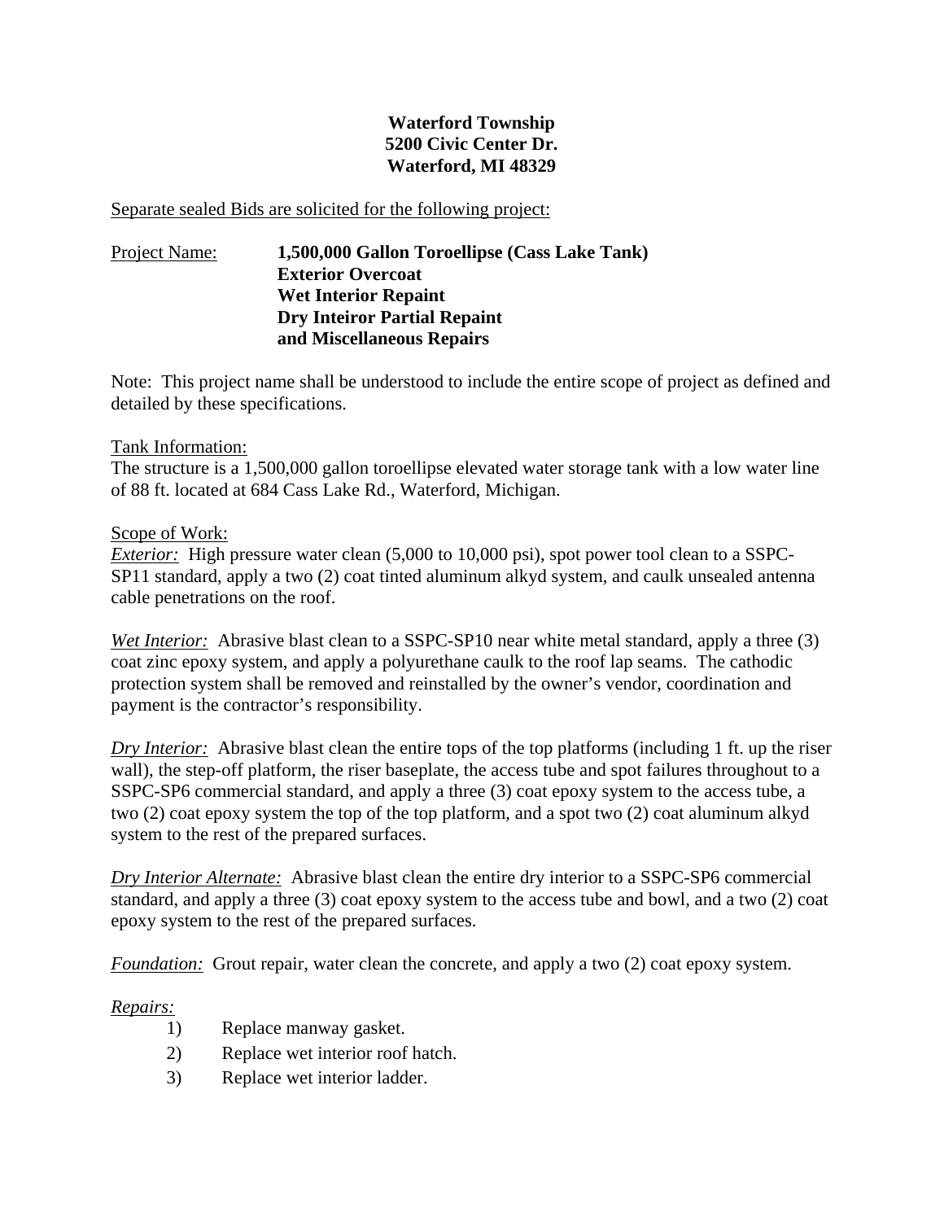**Waterford Township**
**5200 Civic Center Dr.**
**Waterford, MI 48329**

Separate sealed Bids are solicited for the following project:

Project Name: **1,500,000 Gallon Toroellipse (Cass Lake Tank)**
**Exterior Overcoat**
**Wet Interior Repaint**
**Dry Inteiror Partial Repaint**
**and Miscellaneous Repairs**

Note: This project name shall be understood to include the entire scope of project as defined and detailed by these specifications.

Tank Information:
The structure is a 1,500,000 gallon toroellipse elevated water storage tank with a low water line of 88 ft. located at 684 Cass Lake Rd., Waterford, Michigan.

Scope of Work:
*Exterior:* High pressure water clean (5,000 to 10,000 psi), spot power tool clean to a SSPC-SP11 standard, apply a two (2) coat tinted aluminum alkyd system, and caulk unsealed antenna cable penetrations on the roof.

*Wet Interior:* Abrasive blast clean to a SSPC-SP10 near white metal standard, apply a three (3) coat zinc epoxy system, and apply a polyurethane caulk to the roof lap seams. The cathodic protection system shall be removed and reinstalled by the owner's vendor, coordination and payment is the contractor's responsibility.

*Dry Interior:* Abrasive blast clean the entire tops of the top platforms (including 1 ft. up the riser wall), the step-off platform, the riser baseplate, the access tube and spot failures throughout to a SSPC-SP6 commercial standard, and apply a three (3) coat epoxy system to the access tube, a two (2) coat epoxy system the top of the top platform, and a spot two (2) coat aluminum alkyd system to the rest of the prepared surfaces.

*Dry Interior Alternate:* Abrasive blast clean the entire dry interior to a SSPC-SP6 commercial standard, and apply a three (3) coat epoxy system to the access tube and bowl, and a two (2) coat epoxy system to the rest of the prepared surfaces.

*Foundation:* Grout repair, water clean the concrete, and apply a two (2) coat epoxy system.

*Repairs:*

1) Replace manway gasket.
2) Replace wet interior roof hatch.
3) Replace wet interior ladder.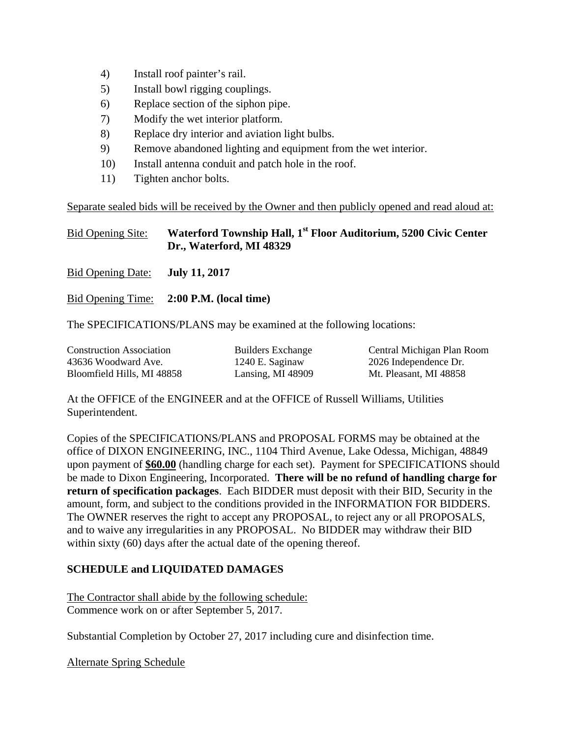4) Install roof painter's rail.
5) Install bowl rigging couplings.
6) Replace section of the siphon pipe.
7) Modify the wet interior platform.
8) Replace dry interior and aviation light bulbs.
9) Remove abandoned lighting and equipment from the wet interior.
10) Install antenna conduit and patch hole in the roof.
11) Tighten anchor bolts.

Separate sealed bids will be received by the Owner and then publicly opened and read aloud at:

Bid Opening Site: **Waterford Township Hall, 1st Floor Auditorium, 5200 Civic Center Dr., Waterford, MI 48329**

Bid Opening Date: **July 11, 2017**

Bid Opening Time: **2:00 P.M. (local time)**

The SPECIFICATIONS/PLANS may be examined at the following locations:

| Construction Association | Builders Exchange | Central Michigan Plan Room |
|---|---|---|
| 43636 Woodward Ave. | 1240 E. Saginaw | 2026 Independence Dr. |
| Bloomfield Hills, MI 48858 | Lansing, MI 48909 | Mt. Pleasant, MI 48858 |

At the OFFICE of the ENGINEER and at the OFFICE of Russell Williams, Utilities Superintendent.

Copies of the SPECIFICATIONS/PLANS and PROPOSAL FORMS may be obtained at the office of DIXON ENGINEERING, INC., 1104 Third Avenue, Lake Odessa, Michigan, 48849 upon payment of **$60.00** (handling charge for each set). Payment for SPECIFICATIONS should be made to Dixon Engineering, Incorporated. **There will be no refund of handling charge for return of specification packages**. Each BIDDER must deposit with their BID, Security in the amount, form, and subject to the conditions provided in the INFORMATION FOR BIDDERS. The OWNER reserves the right to accept any PROPOSAL, to reject any or all PROPOSALS, and to waive any irregularities in any PROPOSAL. No BIDDER may withdraw their BID within sixty (60) days after the actual date of the opening thereof.

**SCHEDULE and LIQUIDATED DAMAGES**

The Contractor shall abide by the following schedule:
Commence work on or after September 5, 2017.

Substantial Completion by October 27, 2017 including cure and disinfection time.

Alternate Spring Schedule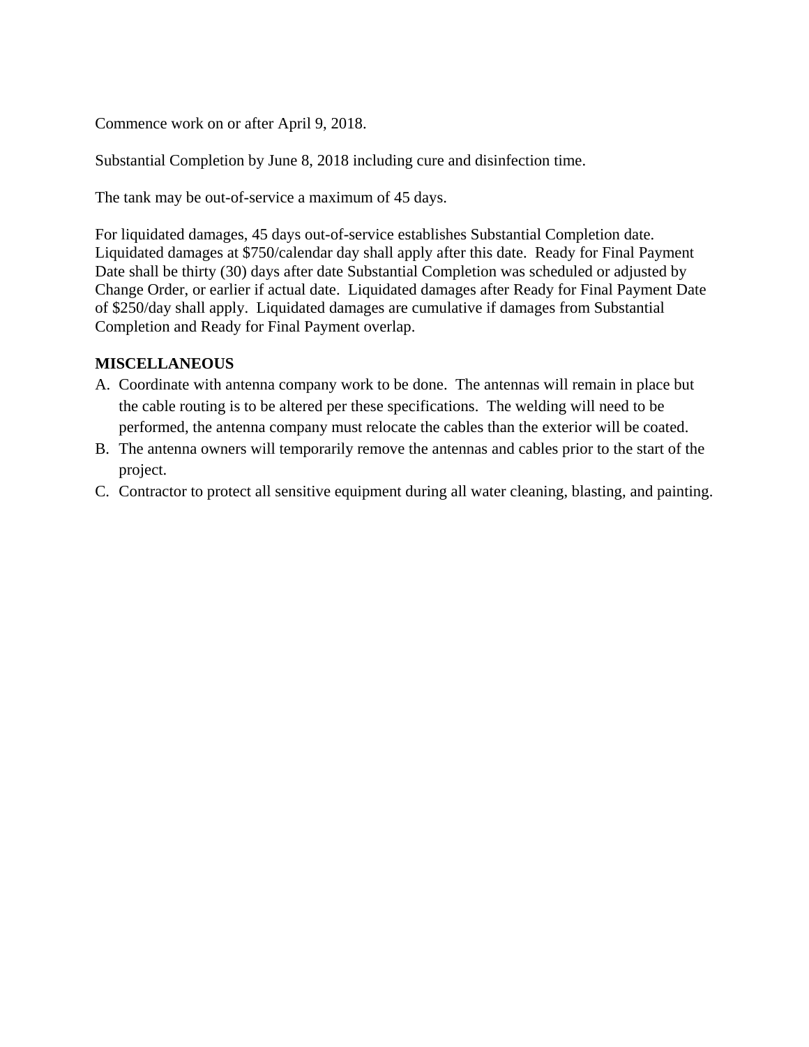Commence work on or after April 9, 2018.

Substantial Completion by June 8, 2018 including cure and disinfection time.

The tank may be out-of-service a maximum of 45 days.

For liquidated damages, 45 days out-of-service establishes Substantial Completion date. Liquidated damages at $750/calendar day shall apply after this date. Ready for Final Payment Date shall be thirty (30) days after date Substantial Completion was scheduled or adjusted by Change Order, or earlier if actual date. Liquidated damages after Ready for Final Payment Date of $250/day shall apply. Liquidated damages are cumulative if damages from Substantial Completion and Ready for Final Payment overlap.

**MISCELLANEOUS**

A. Coordinate with antenna company work to be done. The antennas will remain in place but the cable routing is to be altered per these specifications. The welding will need to be performed, the antenna company must relocate the cables than the exterior will be coated.
B. The antenna owners will temporarily remove the antennas and cables prior to the start of the project.
C. Contractor to protect all sensitive equipment during all water cleaning, blasting, and painting.